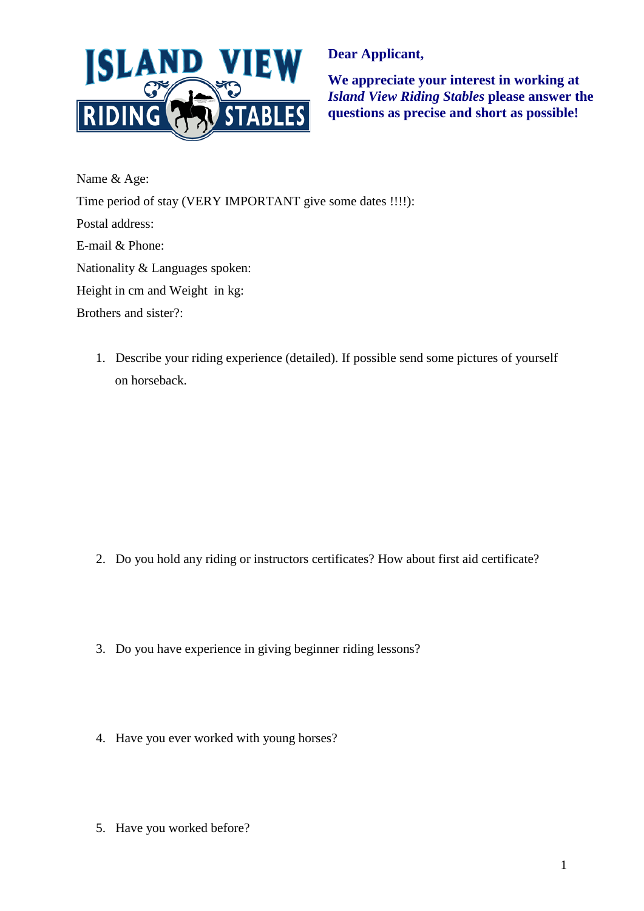**Dear Applicant,**

**We appreciate your interest in working at *Island View Riding Stables* please answer the questions as precise and short as possible!**

Name & Age:

Time period of stay (VERY IMPORTANT give some dates !!!!):

Postal address:

E-mail & Phone:

Nationality & Languages spoken:

Height in cm and Weight in kg:

Brothers and sister?:

1. Describe your riding experience (detailed). If possible send some pictures of yourself on horseback.

2. Do you hold any riding or instructors certificates? How about first aid certificate?

3. Do you have experience in giving beginner riding lessons?

4. Have you ever worked with young horses?

5. Have you worked before?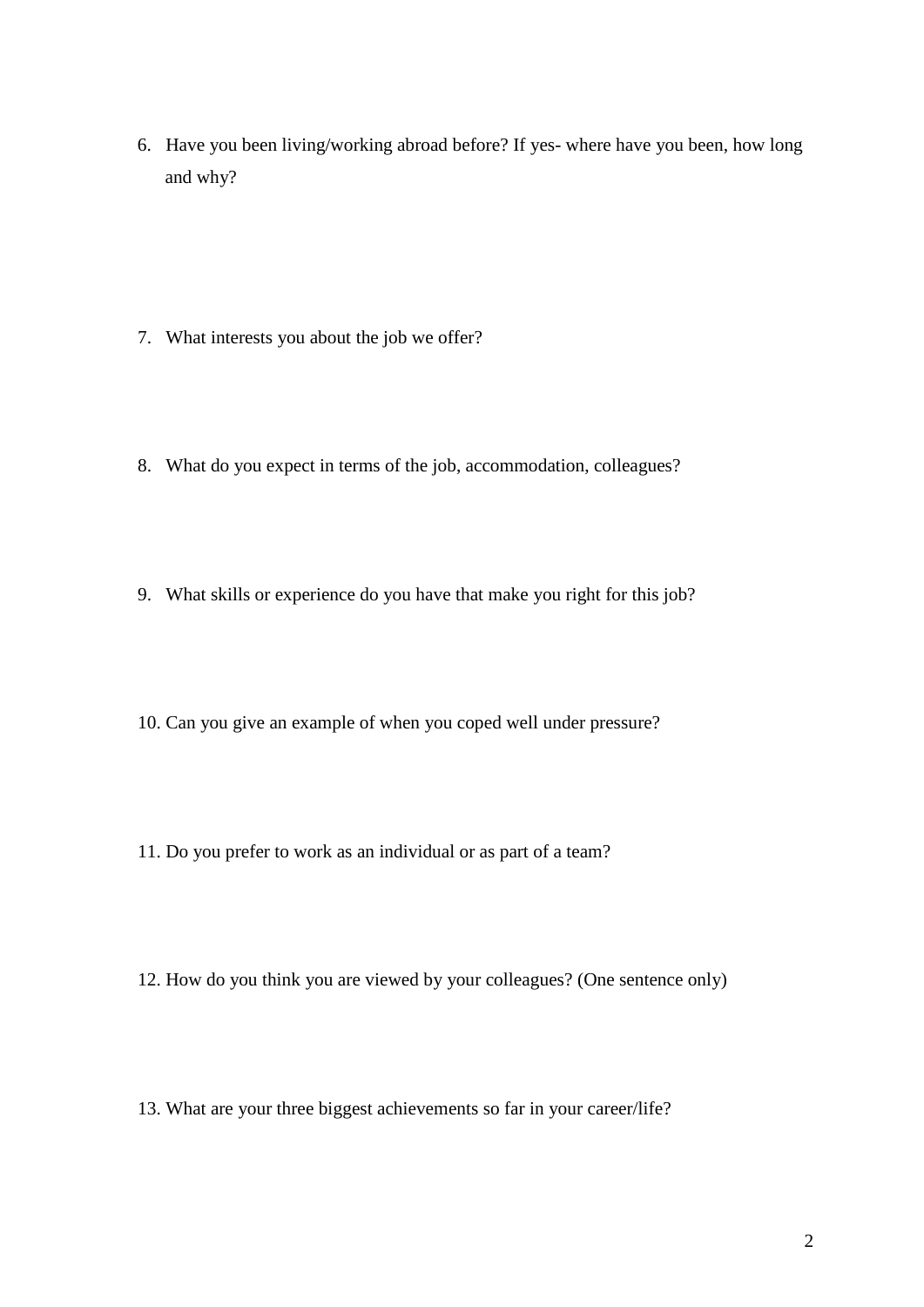6. Have you been living/working abroad before? If yes- where have you been, how long and why?

7. What interests you about the job we offer?

8. What do you expect in terms of the job, accommodation, colleagues?

9. What skills or experience do you have that make you right for this job?

10. Can you give an example of when you coped well under pressure?

11. Do you prefer to work as an individual or as part of a team?

12. How do you think you are viewed by your colleagues? (One sentence only)

13. What are your three biggest achievements so far in your career/life?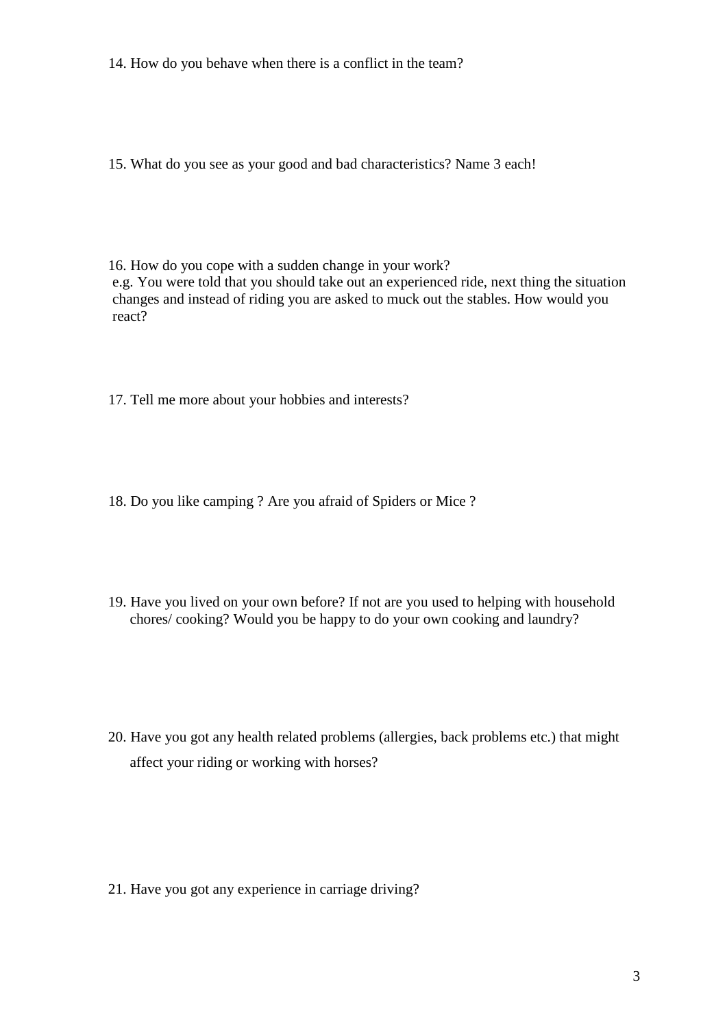14. How do you behave when there is a conflict in the team?

15. What do you see as your good and bad characteristics? Name 3 each!

16. How do you cope with a sudden change in your work?
e.g. You were told that you should take out an experienced ride, next thing the situation changes and instead of riding you are asked to muck out the stables. How would you react?

17. Tell me more about your hobbies and interests?

18. Do you like camping ? Are you afraid of Spiders or Mice ?

19. Have you lived on your own before? If not are you used to helping with household chores/ cooking? Would you be happy to do your own cooking and laundry?

20. Have you got any health related problems (allergies, back problems etc.) that might affect your riding or working with horses?

21. Have you got any experience in carriage driving?